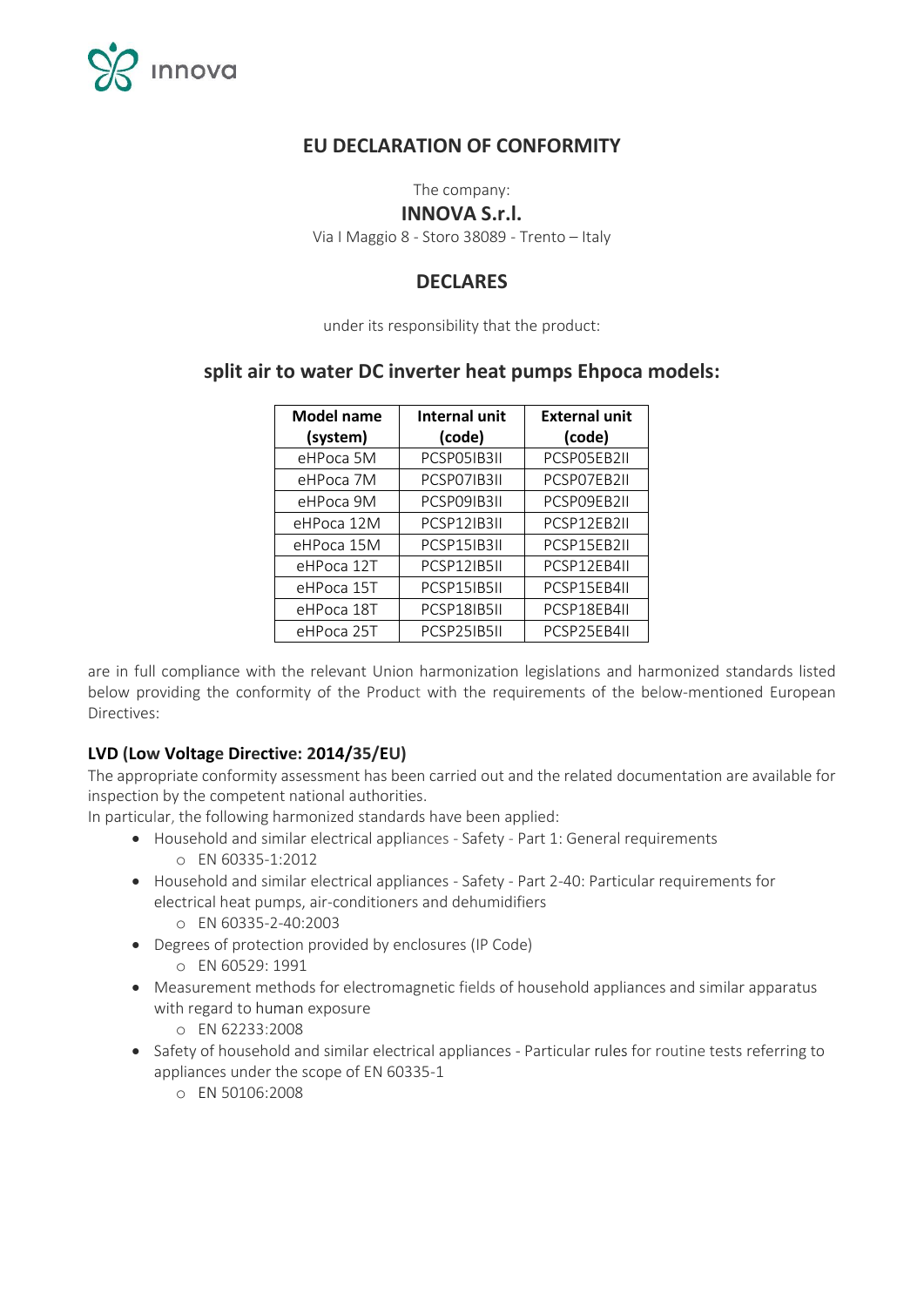innova

# EU DECLARATION OF CONFORMITY

The company:

**INNOVA S.r.l.**

Via I Maggio 8 - Storo 38089 - Trento – Italy

## DECLARES

under its responsibility that the product:

## split air to water DC inverter heat pumps Ehpoca models:

| Model name (system) | Internal unit (code) | External unit (code) |
|---|---|---|
| eHPoca 5M | PCSP05IB3II | PCSP05EB2II |
| eHPoca 7M | PCSP07IB3II | PCSP07EB2II |
| eHPoca 9M | PCSP09IB3II | PCSP09EB2II |
| eHPoca 12M | PCSP12IB3II | PCSP12EB2II |
| eHPoca 15M | PCSP15IB3II | PCSP15EB2II |
| eHPoca 12T | PCSP12IB5II | PCSP12EB4II |
| eHPoca 15T | PCSP15IB5II | PCSP15EB4II |
| eHPoca 18T | PCSP18IB5II | PCSP18EB4II |
| eHPoca 25T | PCSP25IB5II | PCSP25EB4II |

are in full compliance with the relevant Union harmonization legislations and harmonized standards listed below providing the conformity of the Product with the requirements of the below-mentioned European Directives:

### LVD (Low Voltage Directive: 2014/35/EU)

The appropriate conformity assessment has been carried out and the related documentation are available for inspection by the competent national authorities.

In particular, the following harmonized standards have been applied:

- Household and similar electrical appliances - Safety - Part 1: General requirements
  - EN 60335-1:2012
- Household and similar electrical appliances - Safety - Part 2-40: Particular requirements for electrical heat pumps, air-conditioners and dehumidifiers
  - EN 60335-2-40:2003
- Degrees of protection provided by enclosures (IP Code)
  - EN 60529: 1991
- Measurement methods for electromagnetic fields of household appliances and similar apparatus with regard to human exposure
  - EN 62233:2008
- Safety of household and similar electrical appliances - Particular rules for routine tests referring to appliances under the scope of EN 60335-1
  - EN 50106:2008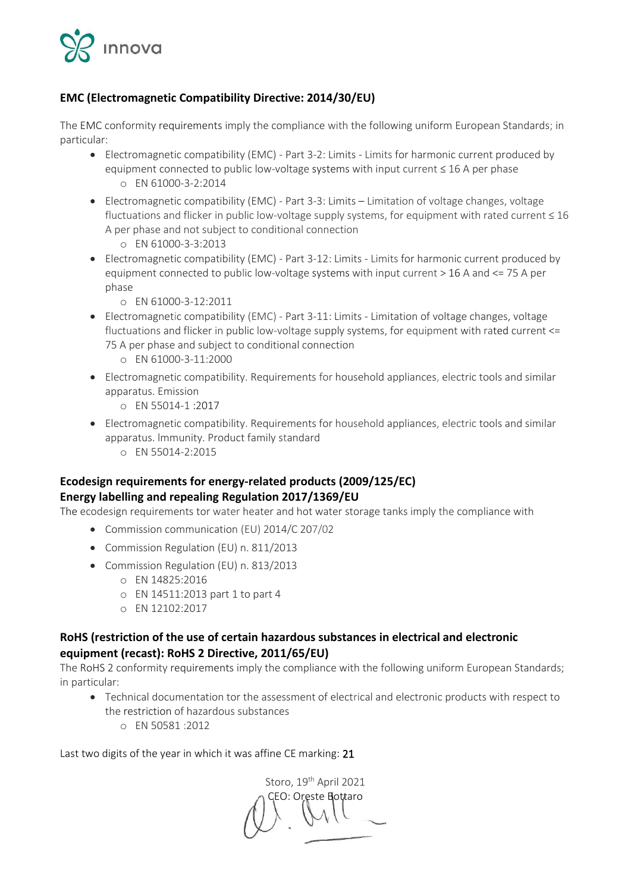### EMC (Electromagnetic Compatibility Directive: 2014/30/EU)

The EMC conformity requirements imply the compliance with the following uniform European Standards; in particular:

- Electromagnetic compatibility (EMC) - Part 3-2: Limits - Limits for harmonic current produced by equipment connected to public low-voltage systems with input current ≤ 16 A per phase
  - EN 61000-3-2:2014
- Electromagnetic compatibility (EMC) - Part 3-3: Limits – Limitation of voltage changes, voltage fluctuations and flicker in public low-voltage supply systems, for equipment with rated current ≤ 16 A per phase and not subject to conditional connection
  - EN 61000-3-3:2013
- Electromagnetic compatibility (EMC) - Part 3-12: Limits - Limits for harmonic current produced by equipment connected to public low-voltage systems with input current > 16 A and <= 75 A per phase
  - EN 61000-3-12:2011
- Electromagnetic compatibility (EMC) - Part 3-11: Limits - Limitation of voltage changes, voltage fluctuations and flicker in public low-voltage supply systems, for equipment with rated current <= 75 A per phase and subject to conditional connection
  - EN 61000-3-11:2000
- Electromagnetic compatibility. Requirements for household appliances, electric tools and similar apparatus. Emission
  - EN 55014-1 :2017
- Electromagnetic compatibility. Requirements for household appliances, electric tools and similar apparatus. lmmunity. Product family standard
  - EN 55014-2:2015

### Ecodesign requirements for energy-related products (2009/125/EC)
### Energy labelling and repealing Regulation 2017/1369/EU

The ecodesign requirements tor water heater and hot water storage tanks imply the compliance with

- Commission communication (EU) 2014/C 207/02
- Commission Regulation (EU) n. 811/2013
- Commission Regulation (EU) n. 813/2013
  - EN 14825:2016
  - EN 14511:2013 part 1 to part 4
  - EN 12102:2017

### RoHS (restriction of the use of certain hazardous substances in electrical and electronic equipment (recast): RoHS 2 Directive, 2011/65/EU)

The RoHS 2 conformity requirements imply the compliance with the following uniform European Standards; in particular:

- Technical documentation tor the assessment of electrical and electronic products with respect to the restriction of hazardous substances
  - EN 50581 :2012

Last two digits of the year in which it was affine CE marking: 21

Storo, 19th April 2021
CEO: Oreste Bottaro